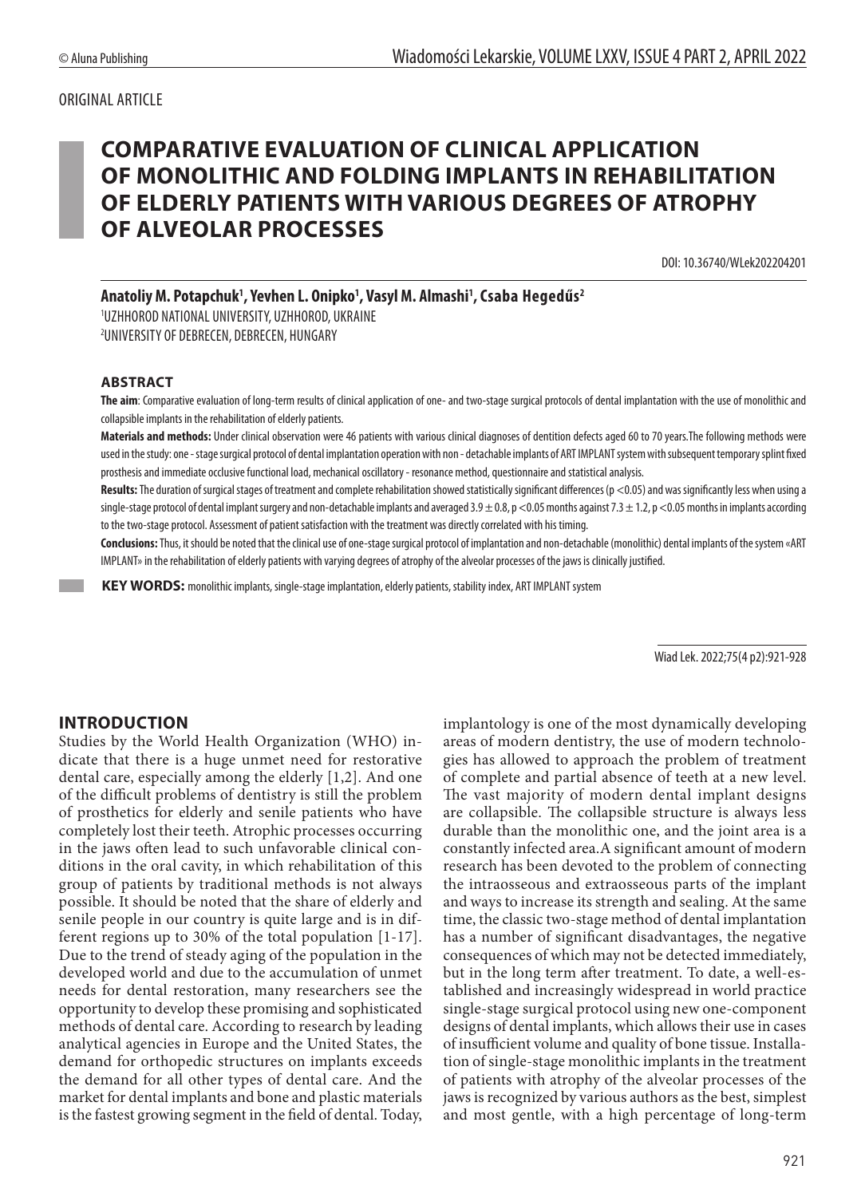ORIGINAL ARTICLE

# COMPARATIVE EVALUATION OF CLINICAL APPLICATION OF MONOLITHIC AND FOLDING IMPLANTS IN REHABILITATION OF ELDERLY PATIENTS WITH VARIOUS DEGREES OF ATROPHY OF ALVEOLAR PROCESSES

DOI: 10.36740/WLek202204201

**Anatoliy M. Potapchuk[1], Yevhen L. Onipko[1], Vasyl M. Almashi[1], Csaba Hegedűs[2]**

[1]UZHHOROD NATIONAL UNIVERSITY, UZHHOROD, UKRAINE
[2]UNIVERSITY OF DEBRECEN, DEBRECEN, HUNGARY

## ABSTRACT

**The aim**: Comparative evaluation of long-term results of clinical application of one- and two-stage surgical protocols of dental implantation with the use of monolithic and collapsible implants in the rehabilitation of elderly patients.

**Materials and methods:** Under clinical observation were 46 patients with various clinical diagnoses of dentition defects aged 60 to 70 years.The following methods were used in the study: one - stage surgical protocol of dental implantation operation with non - detachable implants of ART IMPLANT system with subsequent temporary splint fixed prosthesis and immediate occlusive functional load, mechanical oscillatory - resonance method, questionnaire and statistical analysis.

**Results:** The duration of surgical stages of treatment and complete rehabilitation showed statistically significant differences ($p < 0.05$) and was significantly less when using a single-stage protocol of dental implant surgery and non-detachable implants and averaged $3.9 \pm 0.8$, $p < 0.05$ months against $7.3 \pm 1.2$, $p < 0.05$ months in implants according to the two-stage protocol. Assessment of patient satisfaction with the treatment was directly correlated with his timing.

**Conclusions:** Thus, it should be noted that the clinical use of one-stage surgical protocol of implantation and non-detachable (monolithic) dental implants of the system «ART IMPLANT» in the rehabilitation of elderly patients with varying degrees of atrophy of the alveolar processes of the jaws is clinically justified.

**KEY WORDS:** monolithic implants, single-stage implantation, elderly patients, stability index, ART IMPLANT system

## INTRODUCTION

Studies by the World Health Organization (WHO) indicate that there is a huge unmet need for restorative dental care, especially among the elderly [1,2]. And one of the difficult problems of dentistry is still the problem of prosthetics for elderly and senile patients who have completely lost their teeth. Atrophic processes occurring in the jaws often lead to such unfavorable clinical conditions in the oral cavity, in which rehabilitation of this group of patients by traditional methods is not always possible. It should be noted that the share of elderly and senile people in our country is quite large and is in different regions up to 30% of the total population [1-17]. Due to the trend of steady aging of the population in the developed world and due to the accumulation of unmet needs for dental restoration, many researchers see the opportunity to develop these promising and sophisticated methods of dental care. According to research by leading analytical agencies in Europe and the United States, the demand for orthopedic structures on implants exceeds the demand for all other types of dental care. And the market for dental implants and bone and plastic materials is the fastest growing segment in the field of dental. Today, implantology is one of the most dynamically developing areas of modern dentistry, the use of modern technologies has allowed to approach the problem of treatment of complete and partial absence of teeth at a new level. The vast majority of modern dental implant designs are collapsible. The collapsible structure is always less durable than the monolithic one, and the joint area is a constantly infected area.A significant amount of modern research has been devoted to the problem of connecting the intraosseous and extraosseous parts of the implant and ways to increase its strength and sealing. At the same time, the classic two-stage method of dental implantation has a number of significant disadvantages, the negative consequences of which may not be detected immediately, but in the long term after treatment. To date, a well-established and increasingly widespread in world practice single-stage surgical protocol using new one-component designs of dental implants, which allows their use in cases of insufficient volume and quality of bone tissue. Installation of single-stage monolithic implants in the treatment of patients with atrophy of the alveolar processes of the jaws is recognized by various authors as the best, simplest and most gentle, with a high percentage of long-term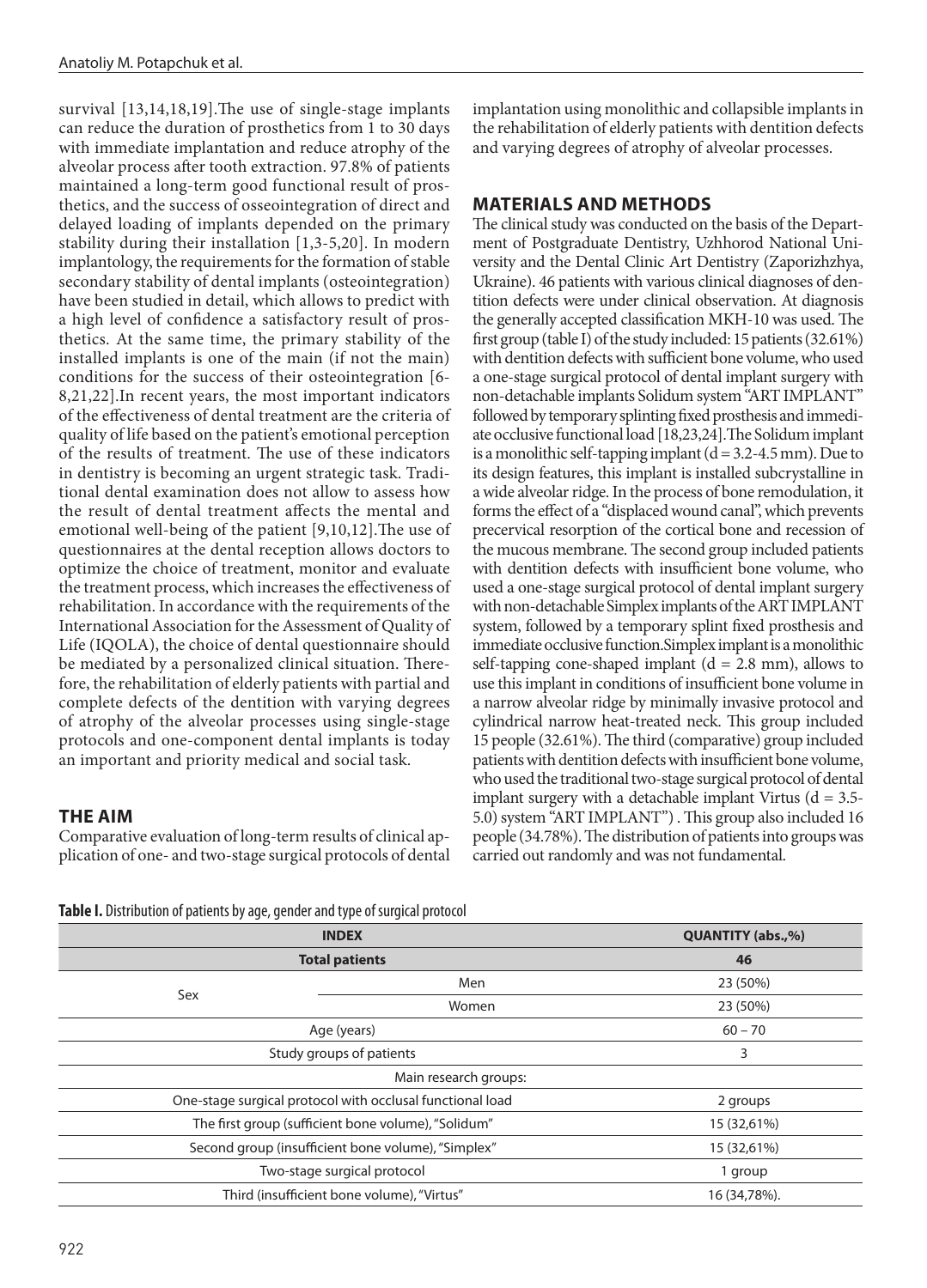survival [13,14,18,19].The use of single-stage implants can reduce the duration of prosthetics from 1 to 30 days with immediate implantation and reduce atrophy of the alveolar process after tooth extraction. 97.8% of patients maintained a long-term good functional result of prosthetics, and the success of osseointegration of direct and delayed loading of implants depended on the primary stability during their installation [1,3-5,20]. In modern implantology, the requirements for the formation of stable secondary stability of dental implants (osteointegration) have been studied in detail, which allows to predict with a high level of confidence a satisfactory result of prosthetics. At the same time, the primary stability of the installed implants is one of the main (if not the main) conditions for the success of their osteointegration [6-8,21,22].In recent years, the most important indicators of the effectiveness of dental treatment are the criteria of quality of life based on the patient's emotional perception of the results of treatment. The use of these indicators in dentistry is becoming an urgent strategic task. Traditional dental examination does not allow to assess how the result of dental treatment affects the mental and emotional well-being of the patient [9,10,12].The use of questionnaires at the dental reception allows doctors to optimize the choice of treatment, monitor and evaluate the treatment process, which increases the effectiveness of rehabilitation. In accordance with the requirements of the International Association for the Assessment of Quality of Life (IQOLA), the choice of dental questionnaire should be mediated by a personalized clinical situation. Therefore, the rehabilitation of elderly patients with partial and complete defects of the dentition with varying degrees of atrophy of the alveolar processes using single-stage protocols and one-component dental implants is today an important and priority medical and social task.

## THE AIM

Comparative evaluation of long-term results of clinical application of one- and two-stage surgical protocols of dental implantation using monolithic and collapsible implants in the rehabilitation of elderly patients with dentition defects and varying degrees of atrophy of alveolar processes.

## MATERIALS AND METHODS

The clinical study was conducted on the basis of the Department of Postgraduate Dentistry, Uzhhorod National University and the Dental Clinic Art Dentistry (Zaporizhzhya, Ukraine). 46 patients with various clinical diagnoses of dentition defects were under clinical observation. At diagnosis the generally accepted classification MKH-10 was used. The first group (table I) of the study included: 15 patients (32.61%) with dentition defects with sufficient bone volume, who used a one-stage surgical protocol of dental implant surgery with non-detachable implants Solidum system "ART IMPLANT" followed by temporary splinting fixed prosthesis and immediate occlusive functional load [18,23,24].The Solidum implant is a monolithic self-tapping implant (d = 3.2-4.5 mm). Due to its design features, this implant is installed subcrystalline in a wide alveolar ridge. In the process of bone remodulation, it forms the effect of a "displaced wound canal", which prevents precervical resorption of the cortical bone and recession of the mucous membrane. The second group included patients with dentition defects with insufficient bone volume, who used a one-stage surgical protocol of dental implant surgery with non-detachable Simplex implants of the ART IMPLANT system, followed by a temporary splint fixed prosthesis and immediate occlusive function.Simplex implant is a monolithic self-tapping cone-shaped implant (d = 2.8 mm), allows to use this implant in conditions of insufficient bone volume in a narrow alveolar ridge by minimally invasive protocol and cylindrical narrow heat-treated neck. This group included 15 people (32.61%). The third (comparative) group included patients with dentition defects with insufficient bone volume, who used the traditional two-stage surgical protocol of dental implant surgery with a detachable implant Virtus (d = 3.5-5.0) system "ART IMPLANT") . This group also included 16 people (34.78%). The distribution of patients into groups was carried out randomly and was not fundamental.

**Table I.** Distribution of patients by age, gender and type of surgical protocol

| INDEX | | QUANTITY (abs.,%) |
|---|---|---|
| Total patients | | 46 |
| Sex | Men | 23 (50%) |
| | Women | 23 (50%) |
| Age (years) | | 60 – 70 |
| Study groups of patients | | 3 |
| Main research groups: | | |
| One-stage surgical protocol with occlusal functional load | | 2 groups |
| The first group (sufficient bone volume), "Solidum" | | 15 (32,61%) |
| Second group (insufficient bone volume), "Simplex" | | 15 (32,61%) |
| Two-stage surgical protocol | | 1 group |
| Third (insufficient bone volume), "Virtus" | | 16 (34,78%). |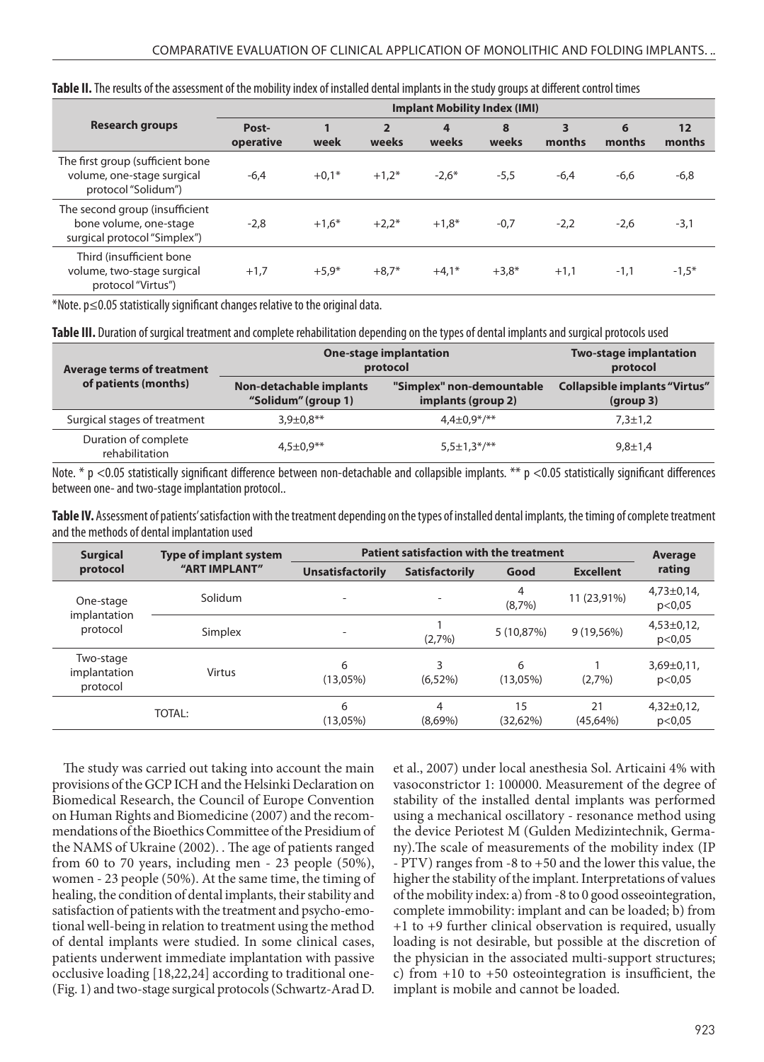**Table II.** The results of the assessment of the mobility index of installed dental implants in the study groups at different control times

| Research groups | Implant Mobility Index (IMI) | | | | | | | |
|---|---|---|---|---|---|---|---|---|
| | Post-operative | 1 week | 2 weeks | 4 weeks | 8 weeks | 3 months | 6 months | 12 months |
| The first group (sufficient bone volume, one-stage surgical protocol "Solidum") | -6,4 | +0,1* | +1,2* | -2,6* | -5,5 | -6,4 | -6,6 | -6,8 |
| The second group (insufficient bone volume, one-stage surgical protocol "Simplex") | -2,8 | +1,6* | +2,2* | +1,8* | -0,7 | -2,2 | -2,6 | -3,1 |
| Third (insufficient bone volume, two-stage surgical protocol "Virtus") | +1,7 | +5,9* | +8,7* | +4,1* | +3,8* | +1,1 | -1,1 | -1,5* |

*Note. p≤0.05 statistically significant changes relative to the original data.

**Table III.** Duration of surgical treatment and complete rehabilitation depending on the types of dental implants and surgical protocols used

| Average terms of treatment of patients (months) | One-stage implantation protocol | | Two-stage implantation protocol |
|---|---|---|---|
| | Non-detachable implants "Solidum" (group 1) | "Simplex" non-demountable implants (group 2) | Collapsible implants "Virtus" (group 3) |
| Surgical stages of treatment | 3,9±0,8** | 4,4±0,9*/** | 7,3±1,2 |
| Duration of complete rehabilitation | 4,5±0,9** | 5,5±1,3*/** | 9,8±1,4 |

Note. * p <0.05 statistically significant difference between non-detachable and collapsible implants. ** p <0.05 statistically significant differences between one- and two-stage implantation protocol..

**Table IV.** Assessment of patients' satisfaction with the treatment depending on the types of installed dental implants, the timing of complete treatment and the methods of dental implantation used

| Surgical protocol | Type of implant system "ART IMPLANT" | Patient satisfaction with the treatment | | | | Average rating |
|---|---|---|---|---|---|---|
| | | Unsatisfactorily | Satisfactorily | Good | Excellent | |
| One-stage implantation protocol | Solidum | - | - | 4 (8,7%) | 11 (23,91%) | 4,73±0,14, p<0,05 |
| | Simplex | - | 1 (2,7%) | 5 (10,87%) | 9 (19,56%) | 4,53±0,12, p<0,05 |
| Two-stage implantation protocol | Virtus | 6 (13,05%) | 3 (6,52%) | 6 (13,05%) | 1 (2,7%) | 3,69±0,11, p<0,05 |
| TOTAL: | | 6 (13,05%) | 4 (8,69%) | 15 (32,62%) | 21 (45,64%) | 4,32±0,12, p<0,05 |

The study was carried out taking into account the main provisions of the GCP ICH and the Helsinki Declaration on Biomedical Research, the Council of Europe Convention on Human Rights and Biomedicine (2007) and the recommendations of the Bioethics Committee of the Presidium of the NAMS of Ukraine (2002). . The age of patients ranged from 60 to 70 years, including men - 23 people (50%), women - 23 people (50%). At the same time, the timing of healing, the condition of dental implants, their stability and satisfaction of patients with the treatment and psycho-emotional well-being in relation to treatment using the method of dental implants were studied. In some clinical cases, patients underwent immediate implantation with passive occlusive loading [18,22,24] according to traditional one- (Fig. 1) and two-stage surgical protocols (Schwartz-Arad D. et al., 2007) under local anesthesia Sol. Articaini 4% with vasoconstrictor 1: 100000. Measurement of the degree of stability of the installed dental implants was performed using a mechanical oscillatory - resonance method using the device Periotest M (Gulden Medizintechnik, Germany).The scale of measurements of the mobility index (IP - PTV) ranges from -8 to +50 and the lower this value, the higher the stability of the implant. Interpretations of values of the mobility index: a) from -8 to 0 good osseointegration, complete immobility: implant and can be loaded; b) from +1 to +9 further clinical observation is required, usually loading is not desirable, but possible at the discretion of the physician in the associated multi-support structures; c) from +10 to +50 osteointegration is insufficient, the implant is mobile and cannot be loaded.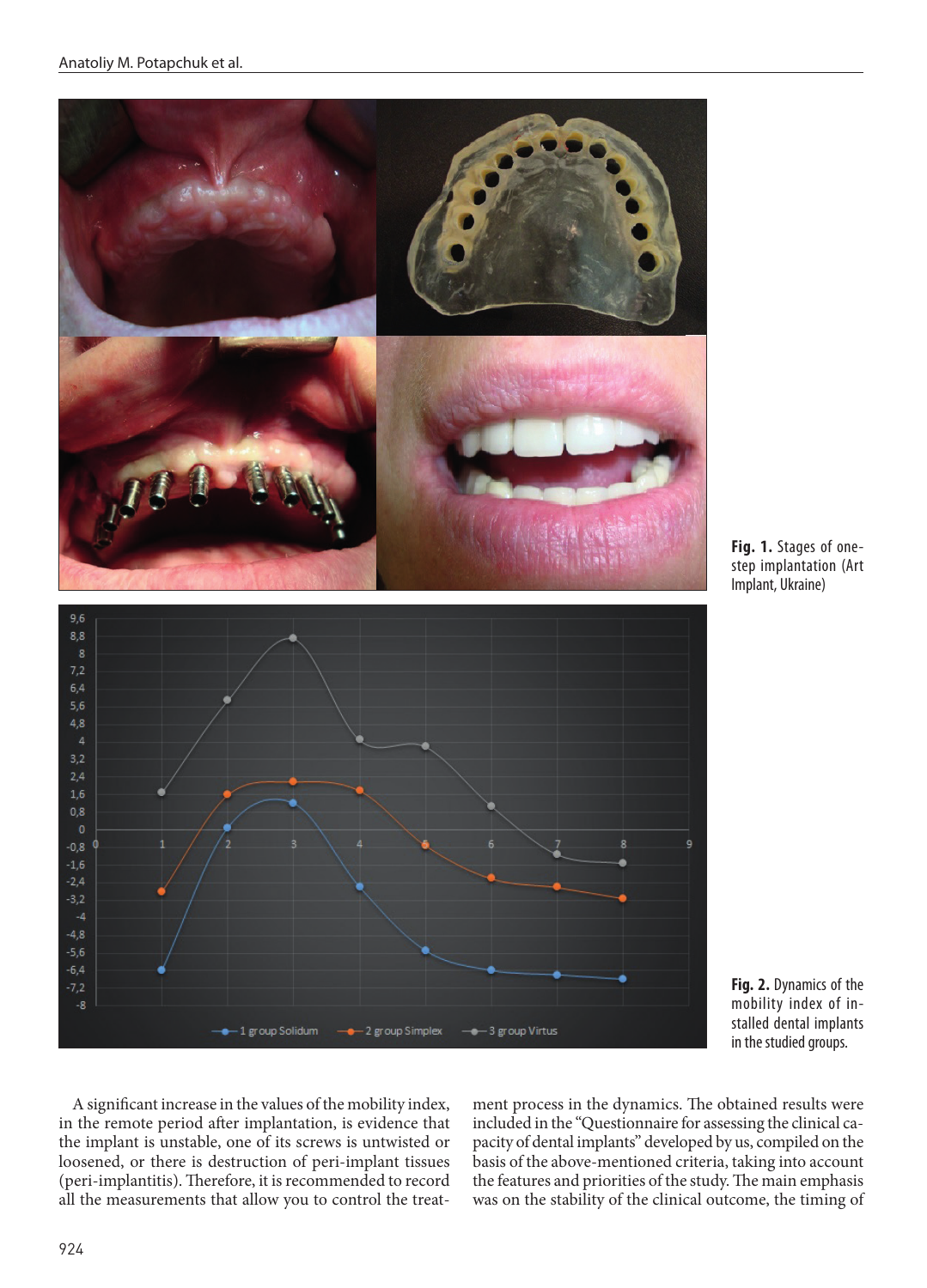Fig. 1. Stages of one-step implantation (Art Implant, Ukraine)

Fig. 2. Dynamics of the mobility index of installed dental implants in the studied groups.

A significant increase in the values of the mobility index, in the remote period after implantation, is evidence that the implant is unstable, one of its screws is untwisted or loosened, or there is destruction of peri-implant tissues (peri-implantitis). Therefore, it is recommended to record all the measurements that allow you to control the treatment process in the dynamics. The obtained results were included in the "Questionnaire for assessing the clinical capacity of dental implants" developed by us, compiled on the basis of the above-mentioned criteria, taking into account the features and priorities of the study. The main emphasis was on the stability of the clinical outcome, the timing of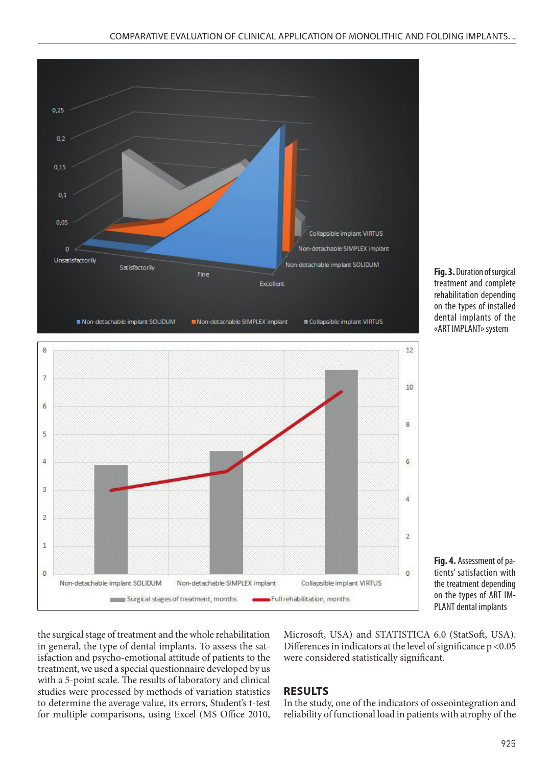**Fig. 3.** Duration of surgical treatment and complete rehabilitation depending on the types of installed dental implants of the «ART IMPLANT» system

**Fig. 4.** Assessment of patients' satisfaction with the treatment depending on the types of ART IMPLANT dental implants

the surgical stage of treatment and the whole rehabilitation in general, the type of dental implants. To assess the satisfaction and psycho-emotional attitude of patients to the treatment, we used a special questionnaire developed by us with a 5-point scale. The results of laboratory and clinical studies were processed by methods of variation statistics to determine the average value, its errors, Student's t-test for multiple comparisons, using Excel (MS Office 2010, Microsoft, USA) and STATISTICA 6.0 (StatSoft, USA). Differences in indicators at the level of significance $p < 0.05$ were considered statistically significant.

## RESULTS

In the study, one of the indicators of osseointegration and reliability of functional load in patients with atrophy of the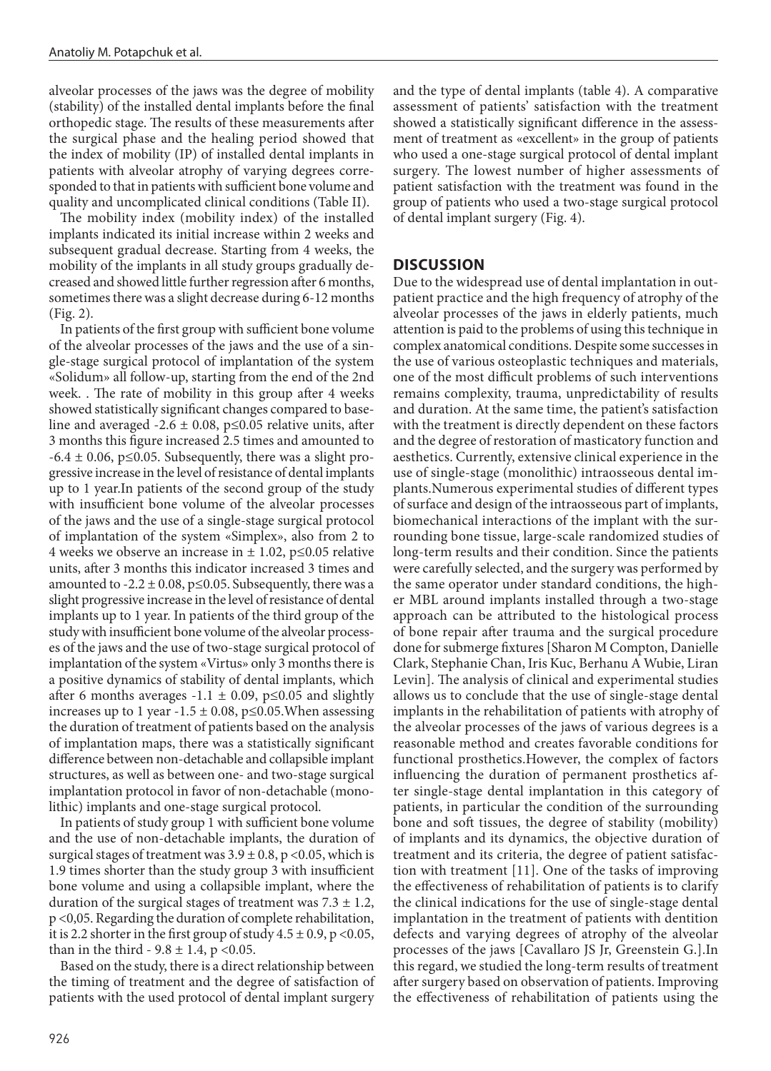alveolar processes of the jaws was the degree of mobility (stability) of the installed dental implants before the final orthopedic stage. The results of these measurements after the surgical phase and the healing period showed that the index of mobility (IP) of installed dental implants in patients with alveolar atrophy of varying degrees corresponded to that in patients with sufficient bone volume and quality and uncomplicated clinical conditions (Table II).

The mobility index (mobility index) of the installed implants indicated its initial increase within 2 weeks and subsequent gradual decrease. Starting from 4 weeks, the mobility of the implants in all study groups gradually decreased and showed little further regression after 6 months, sometimes there was a slight decrease during 6-12 months (Fig. 2).

In patients of the first group with sufficient bone volume of the alveolar processes of the jaws and the use of a single-stage surgical protocol of implantation of the system «Solidum» all follow-up, starting from the end of the 2nd week. . The rate of mobility in this group after 4 weeks showed statistically significant changes compared to baseline and averaged $-2.6 \pm 0.08$, $p \leq 0.05$ relative units, after 3 months this figure increased 2.5 times and amounted to $-6.4 \pm 0.06$, $p \leq 0.05$. Subsequently, there was a slight progressive increase in the level of resistance of dental implants up to 1 year.In patients of the second group of the study with insufficient bone volume of the alveolar processes of the jaws and the use of a single-stage surgical protocol of implantation of the system «Simplex», also from 2 to 4 weeks we observe an increase in $\pm 1.02$, $p \leq 0.05$ relative units, after 3 months this indicator increased 3 times and amounted to $-2.2 \pm 0.08$, $p \leq 0.05$. Subsequently, there was a slight progressive increase in the level of resistance of dental implants up to 1 year. In patients of the third group of the study with insufficient bone volume of the alveolar processes of the jaws and the use of two-stage surgical protocol of implantation of the system «Virtus» only 3 months there is a positive dynamics of stability of dental implants, which after 6 months averages $-1.1 \pm 0.09$, $p \leq 0.05$ and slightly increases up to 1 year $-1.5 \pm 0.08$, $p \leq 0.05$.When assessing the duration of treatment of patients based on the analysis of implantation maps, there was a statistically significant difference between non-detachable and collapsible implant structures, as well as between one- and two-stage surgical implantation protocol in favor of non-detachable (monolithic) implants and one-stage surgical protocol.

In patients of study group 1 with sufficient bone volume and the use of non-detachable implants, the duration of surgical stages of treatment was $3.9 \pm 0.8$, $p < 0.05$, which is 1.9 times shorter than the study group 3 with insufficient bone volume and using a collapsible implant, where the duration of the surgical stages of treatment was $7.3 \pm 1.2$, $p < 0{,}05$. Regarding the duration of complete rehabilitation, it is 2.2 shorter in the first group of study $4.5 \pm 0.9$, $p < 0.05$, than in the third - $9.8 \pm 1.4$, $p < 0.05$.

Based on the study, there is a direct relationship between the timing of treatment and the degree of satisfaction of patients with the used protocol of dental implant surgery and the type of dental implants (table 4). A comparative assessment of patients' satisfaction with the treatment showed a statistically significant difference in the assessment of treatment as «excellent» in the group of patients who used a one-stage surgical protocol of dental implant surgery. The lowest number of higher assessments of patient satisfaction with the treatment was found in the group of patients who used a two-stage surgical protocol of dental implant surgery (Fig. 4).

## DISCUSSION

Due to the widespread use of dental implantation in outpatient practice and the high frequency of atrophy of the alveolar processes of the jaws in elderly patients, much attention is paid to the problems of using this technique in complex anatomical conditions. Despite some successes in the use of various osteoplastic techniques and materials, one of the most difficult problems of such interventions remains complexity, trauma, unpredictability of results and duration. At the same time, the patient's satisfaction with the treatment is directly dependent on these factors and the degree of restoration of masticatory function and aesthetics. Currently, extensive clinical experience in the use of single-stage (monolithic) intraosseous dental implants.Numerous experimental studies of different types of surface and design of the intraosseous part of implants, biomechanical interactions of the implant with the surrounding bone tissue, large-scale randomized studies of long-term results and their condition. Since the patients were carefully selected, and the surgery was performed by the same operator under standard conditions, the higher MBL around implants installed through a two-stage approach can be attributed to the histological process of bone repair after trauma and the surgical procedure done for submerge fixtures [Sharon M Compton, Danielle Clark, Stephanie Chan, Iris Kuc, Berhanu A Wubie, Liran Levin]. The analysis of clinical and experimental studies allows us to conclude that the use of single-stage dental implants in the rehabilitation of patients with atrophy of the alveolar processes of the jaws of various degrees is a reasonable method and creates favorable conditions for functional prosthetics.However, the complex of factors influencing the duration of permanent prosthetics after single-stage dental implantation in this category of patients, in particular the condition of the surrounding bone and soft tissues, the degree of stability (mobility) of implants and its dynamics, the objective duration of treatment and its criteria, the degree of patient satisfaction with treatment [11]. One of the tasks of improving the effectiveness of rehabilitation of patients is to clarify the clinical indications for the use of single-stage dental implantation in the treatment of patients with dentition defects and varying degrees of atrophy of the alveolar processes of the jaws [Cavallaro JS Jr, Greenstein G.].In this regard, we studied the long-term results of treatment after surgery based on observation of patients. Improving the effectiveness of rehabilitation of patients using the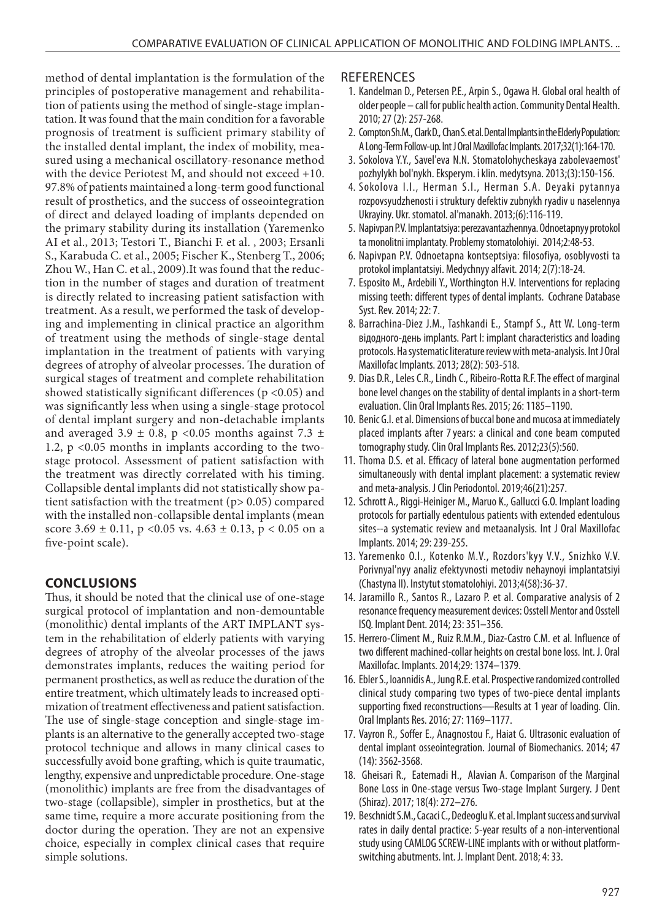method of dental implantation is the formulation of the principles of postoperative management and rehabilitation of patients using the method of single-stage implantation. It was found that the main condition for a favorable prognosis of treatment is sufficient primary stability of the installed dental implant, the index of mobility, measured using a mechanical oscillatory-resonance method with the device Periotest M, and should not exceed +10. 97.8% of patients maintained a long-term good functional result of prosthetics, and the success of osseointegration of direct and delayed loading of implants depended on the primary stability during its installation (Yaremenko AI et al., 2013; Testori T., Bianchi F. et al. , 2003; Ersanli S., Karabuda C. et al., 2005; Fischer K., Stenberg T., 2006; Zhou W., Han C. et al., 2009).It was found that the reduction in the number of stages and duration of treatment is directly related to increasing patient satisfaction with treatment. As a result, we performed the task of developing and implementing in clinical practice an algorithm of treatment using the methods of single-stage dental implantation in the treatment of patients with varying degrees of atrophy of alveolar processes. The duration of surgical stages of treatment and complete rehabilitation showed statistically significant differences ($p < 0.05$) and was significantly less when using a single-stage protocol of dental implant surgery and non-detachable implants and averaged $3.9 \pm 0.8$, $p < 0.05$ months against $7.3 \pm 1.2$, $p < 0.05$ months in implants according to the two-stage protocol. Assessment of patient satisfaction with the treatment was directly correlated with his timing. Collapsible dental implants did not statistically show patient satisfaction with the treatment ($p > 0.05$) compared with the installed non-collapsible dental implants (mean score $3.69 \pm 0.11$, $p < 0.05$ vs. $4.63 \pm 0.13$, $p < 0.05$ on a five-point scale).

## CONCLUSIONS

Thus, it should be noted that the clinical use of one-stage surgical protocol of implantation and non-demountable (monolithic) dental implants of the ART IMPLANT system in the rehabilitation of elderly patients with varying degrees of atrophy of the alveolar processes of the jaws demonstrates implants, reduces the waiting period for permanent prosthetics, as well as reduce the duration of the entire treatment, which ultimately leads to increased optimization of treatment effectiveness and patient satisfaction. The use of single-stage conception and single-stage implants is an alternative to the generally accepted two-stage protocol technique and allows in many clinical cases to successfully avoid bone grafting, which is quite traumatic, lengthy, expensive and unpredictable procedure. One-stage (monolithic) implants are free from the disadvantages of two-stage (collapsible), simpler in prosthetics, but at the same time, require a more accurate positioning from the doctor during the operation. They are not an expensive choice, especially in complex clinical cases that require simple solutions.

## REFERENCES

1. Kandelman D., Petersen P.E., Arpin S., Ogawa H. Global oral health of older people – call for public health action. Community Dental Health. 2010; 27 (2): 257-268.
2. Compton Sh.M., Clark D., Chan S. et al. Dental Implants in the Elderly Population: A Long-Term Follow-up. Int J Oral Maxillofac Implants. 2017;32(1):164-170.
3. Sokolova Y.Y., Savel'eva N.N. Stomatolohycheskaya zabolevaemost' pozhylykh bol'nykh. Eksperym. i klin. medytsyna. 2013;(3):150-156.
4. Sokolova I.I., Herman S.I., Herman S.A. Deyaki pytannya rozpovsyudzhenosti i struktury defektiv zubnykh ryadiv u naselennya Ukrayiny. Ukr. stomatol. al'manakh. 2013;(6):116-119.
5. Napivpan P.V. Implantatsiya: perezavantazhennya. Odnoetapnyy protokol ta monolitni implantaty. Problemy stomatolohiyi. 2014;2:48-53.
6. Napivpan P.V. Odnoetapna kontseptsiya: filosofiya, osoblyvosti ta protokol implantatsiyi. Medychnyy alfavit. 2014; 2(7):18-24.
7. Esposito M., Ardebili Y., Worthington H.V. Interventions for replacing missing teeth: different types of dental implants. Cochrane Database Syst. Rev. 2014; 22: 7.
8. Barrachina-Diez J.M., Tashkandi E., Stampf S., Att W. Long-term відодного-день implants. Part I: implant characteristics and loading protocols. Ha systematic literature review with meta-analysis. Int J Oral Maxillofac Implants. 2013; 28(2): 503-518.
9. Dias D.R., Leles C.R., Lindh C., Ribeiro-Rotta R.F. The effect of marginal bone level changes on the stability of dental implants in a short-term evaluation. Clin Oral Implants Res. 2015; 26: 1185–1190.
10. Benic G.I. et al. Dimensions of buccal bone and mucosa at immediately placed implants after 7 years: a clinical and cone beam computed tomography study. Clin Oral Implants Res. 2012;23(5):560.
11. Thoma D.S. et al. Efficacy of lateral bone augmentation performed simultaneously with dental implant placement: a systematic review and meta-analysis. J Clin Periodontol. 2019;46(21):257.
12. Schrott A., Riggi-Heiniger M., Maruo K., Gallucci G.O. Implant loading protocols for partially edentulous patients with extended edentulous sites--a systematic review and metaanalysis. Int J Oral Maxillofac Implants. 2014; 29: 239-255.
13. Yaremenko O.I., Kotenko M.V., Rozdors'kyy V.V., Snizhko V.V. Porivnyal'nyy analiz efektyvnosti metodiv nehaynoyi implantatsiyi (Chastyna II). Instytut stomatolohiyi. 2013;4(58):36-37.
14. Jaramillo R., Santos R., Lazaro P. et al. Comparative analysis of 2 resonance frequency measurement devices: Osstell Mentor and Osstell ISQ. Implant Dent. 2014; 23: 351–356.
15. Herrero-Climent M., Ruiz R.M.M., Diaz-Castro C.M. et al. Influence of two different machined-collar heights on crestal bone loss. Int. J. Oral Maxillofac. Implants. 2014;29: 1374–1379.
16. Ebler S., Ioannidis A., Jung R.E. et al. Prospective randomized controlled clinical study comparing two types of two-piece dental implants supporting fixed reconstructions—Results at 1 year of loading. Clin. Oral Implants Res. 2016; 27: 1169–1177.
17. Vayron R., Soffer E., Anagnostou F., Haiat G. Ultrasonic evaluation of dental implant osseointegration. Journal of Biomechanics. 2014; 47 (14): 3562-3568.
18. Gheisari R., Eatemadi H., Alavian A. Comparison of the Marginal Bone Loss in One-stage versus Two-stage Implant Surgery. J Dent (Shiraz). 2017; 18(4): 272–276.
19. Beschnidt S.M., Cacaci C., Dedeoglu K. et al. Implant success and survival rates in daily dental practice: 5-year results of a non-interventional study using CAMLOG SCREW-LINE implants with or without platform-switching abutments. Int. J. Implant Dent. 2018; 4: 33.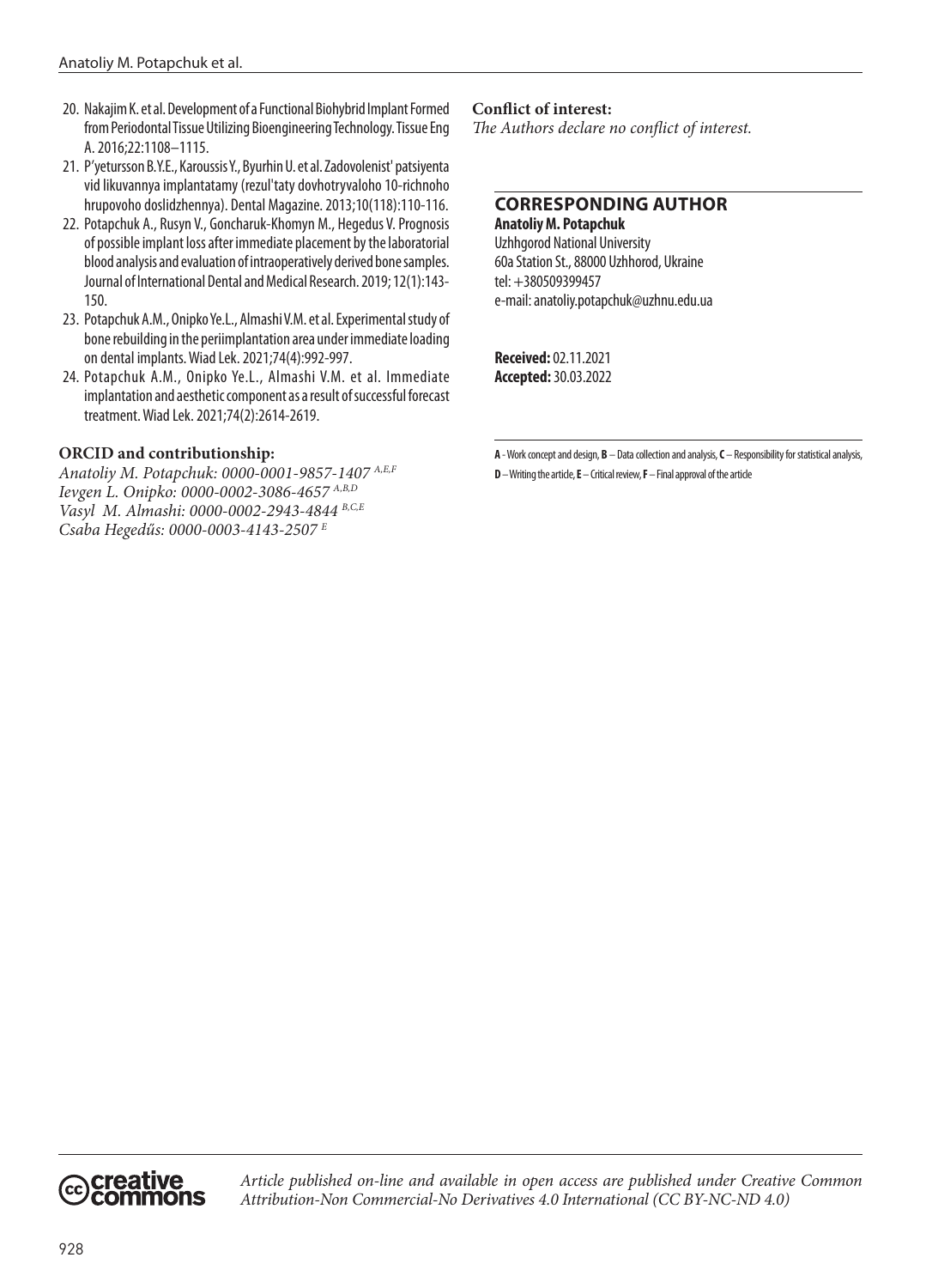20. Nakajim K. et al. Development of a Functional Biohybrid Implant Formed from Periodontal Tissue Utilizing Bioengineering Technology. Tissue Eng A. 2016;22:1108–1115.
21. P'yetursson B.Y.E., Karoussis Y., Byurhin U. et al. Zadovolenist' patsiyenta vid likuvannya implantatamy (rezul'taty dovhotryvaloho 10-richnoho hrupovoho doslidzhennya). Dental Magazine. 2013;10(118):110-116.
22. Potapchuk A., Rusyn V., Goncharuk-Khomyn M., Hegedus V. Prognosis of possible implant loss after immediate placement by the laboratorial blood analysis and evaluation of intraoperatively derived bone samples. Journal of International Dental and Medical Research. 2019; 12(1):143-150.
23. Potapchuk A.M., Onipko Ye.L., Almashi V.M. et al. Experimental study of bone rebuilding in the periimplantation area under immediate loading on dental implants. Wiad Lek. 2021;74(4):992-997.
24. Potapchuk A.M., Onipko Ye.L., Almashi V.M. et al. Immediate implantation and aesthetic component as a result of successful forecast treatment. Wiad Lek. 2021;74(2):2614-2619.

**ORCID and contributionship:**

*Anatoliy M. Potapchuk: 0000-0001-9857-1407* [A,E,F]
*Ievgen L. Onipko: 0000-0002-3086-4657* [A,B,D]
*Vasyl M. Almashi: 0000-0002-2943-4844* [B,C,E]
*Csaba Hegedűs: 0000-0003-4143-2507* [E]

**Conflict of interest:**

*The Authors declare no conflict of interest.*

## CORRESPONDING AUTHOR

**Anatoliy M. Potapchuk**
Uzhhgorod National University
60a Station St., 88000 Uzhhorod, Ukraine
tel: +380509399457
e-mail: anatoliy.potapchuk@uzhnu.edu.ua

**Received:** 02.11.2021
**Accepted:** 30.03.2022

**A** - Work concept and design, **B** – Data collection and analysis, **C** – Responsibility for statistical analysis, **D** – Writing the article, **E** – Critical review, **F** – Final approval of the article

*Article published on-line and available in open access are published under Creative Common Attribution-Non Commercial-No Derivatives 4.0 International (CC BY-NC-ND 4.0)*